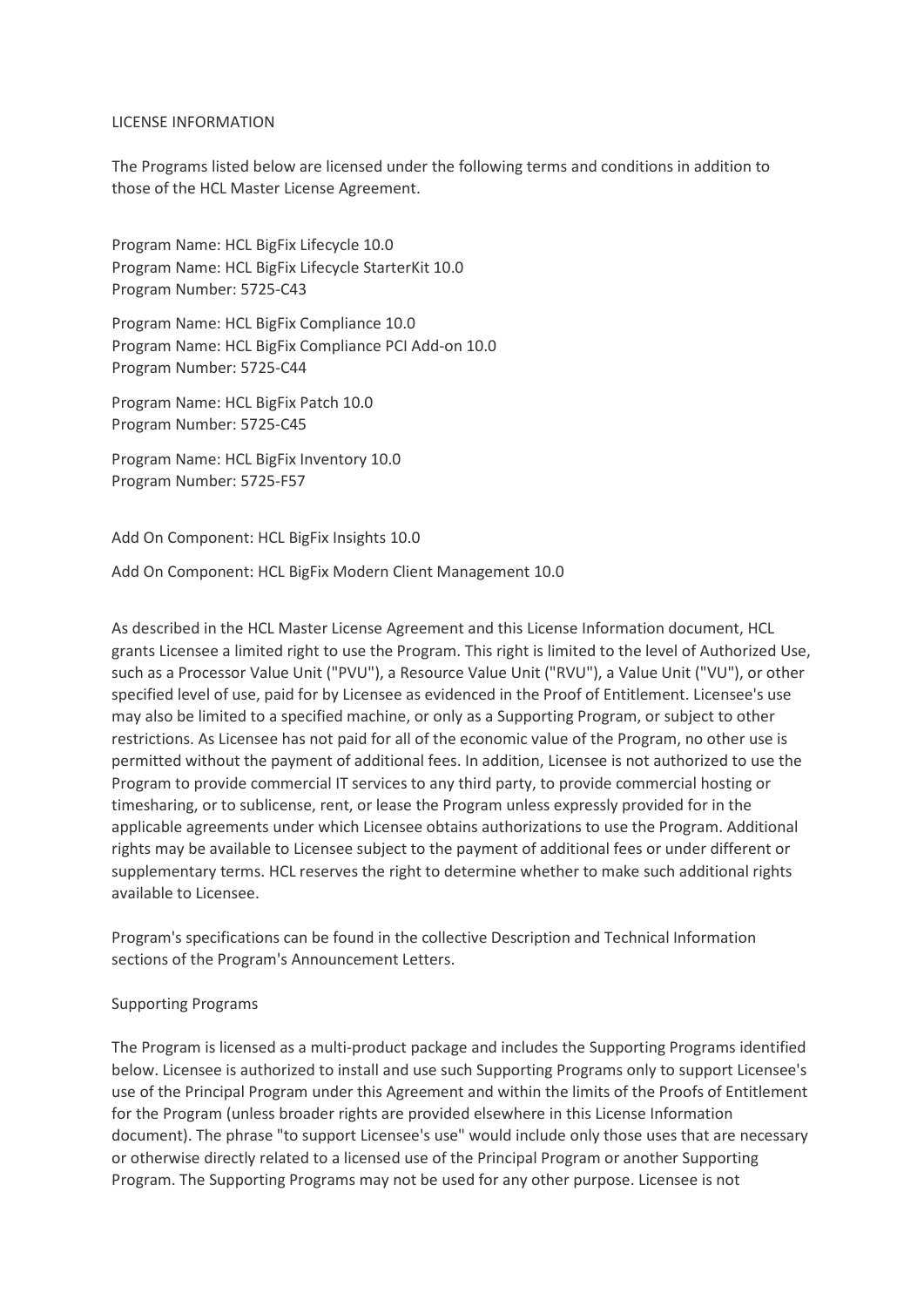LICENSE INFORMATION

The Programs listed below are licensed under the following terms and conditions in addition to those of the HCL Master License Agreement.

Program Name: HCL BigFix Lifecycle 10.0
Program Name: HCL BigFix Lifecycle StarterKit 10.0
Program Number: 5725-C43

Program Name: HCL BigFix Compliance 10.0
Program Name: HCL BigFix Compliance PCI Add-on 10.0
Program Number: 5725-C44

Program Name: HCL BigFix Patch 10.0
Program Number: 5725-C45

Program Name: HCL BigFix Inventory 10.0
Program Number: 5725-F57

Add On Component: HCL BigFix Insights 10.0

Add On Component: HCL BigFix Modern Client Management 10.0

As described in the HCL Master License Agreement and this License Information document, HCL grants Licensee a limited right to use the Program. This right is limited to the level of Authorized Use, such as a Processor Value Unit ("PVU"), a Resource Value Unit ("RVU"), a Value Unit ("VU"), or other specified level of use, paid for by Licensee as evidenced in the Proof of Entitlement. Licensee's use may also be limited to a specified machine, or only as a Supporting Program, or subject to other restrictions. As Licensee has not paid for all of the economic value of the Program, no other use is permitted without the payment of additional fees. In addition, Licensee is not authorized to use the Program to provide commercial IT services to any third party, to provide commercial hosting or timesharing, or to sublicense, rent, or lease the Program unless expressly provided for in the applicable agreements under which Licensee obtains authorizations to use the Program. Additional rights may be available to Licensee subject to the payment of additional fees or under different or supplementary terms. HCL reserves the right to determine whether to make such additional rights available to Licensee.

Program's specifications can be found in the collective Description and Technical Information sections of the Program's Announcement Letters.

Supporting Programs

The Program is licensed as a multi-product package and includes the Supporting Programs identified below. Licensee is authorized to install and use such Supporting Programs only to support Licensee's use of the Principal Program under this Agreement and within the limits of the Proofs of Entitlement for the Program (unless broader rights are provided elsewhere in this License Information document). The phrase "to support Licensee's use" would include only those uses that are necessary or otherwise directly related to a licensed use of the Principal Program or another Supporting Program. The Supporting Programs may not be used for any other purpose. Licensee is not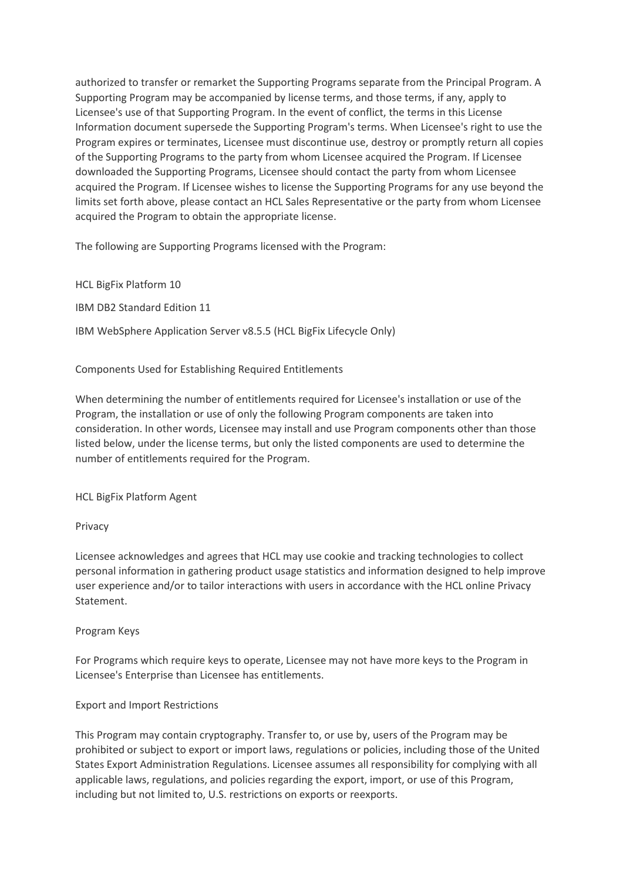authorized to transfer or remarket the Supporting Programs separate from the Principal Program. A Supporting Program may be accompanied by license terms, and those terms, if any, apply to Licensee's use of that Supporting Program. In the event of conflict, the terms in this License Information document supersede the Supporting Program's terms. When Licensee's right to use the Program expires or terminates, Licensee must discontinue use, destroy or promptly return all copies of the Supporting Programs to the party from whom Licensee acquired the Program. If Licensee downloaded the Supporting Programs, Licensee should contact the party from whom Licensee acquired the Program. If Licensee wishes to license the Supporting Programs for any use beyond the limits set forth above, please contact an HCL Sales Representative or the party from whom Licensee acquired the Program to obtain the appropriate license.

The following are Supporting Programs licensed with the Program:

HCL BigFix Platform 10

IBM DB2 Standard Edition 11

IBM WebSphere Application Server v8.5.5 (HCL BigFix Lifecycle Only)

## Components Used for Establishing Required Entitlements

When determining the number of entitlements required for Licensee's installation or use of the Program, the installation or use of only the following Program components are taken into consideration. In other words, Licensee may install and use Program components other than those listed below, under the license terms, but only the listed components are used to determine the number of entitlements required for the Program.

HCL BigFix Platform Agent

## Privacy

Licensee acknowledges and agrees that HCL may use cookie and tracking technologies to collect personal information in gathering product usage statistics and information designed to help improve user experience and/or to tailor interactions with users in accordance with the HCL online Privacy Statement.

## Program Keys

For Programs which require keys to operate, Licensee may not have more keys to the Program in Licensee's Enterprise than Licensee has entitlements.

## Export and Import Restrictions

This Program may contain cryptography. Transfer to, or use by, users of the Program may be prohibited or subject to export or import laws, regulations or policies, including those of the United States Export Administration Regulations. Licensee assumes all responsibility for complying with all applicable laws, regulations, and policies regarding the export, import, or use of this Program, including but not limited to, U.S. restrictions on exports or reexports.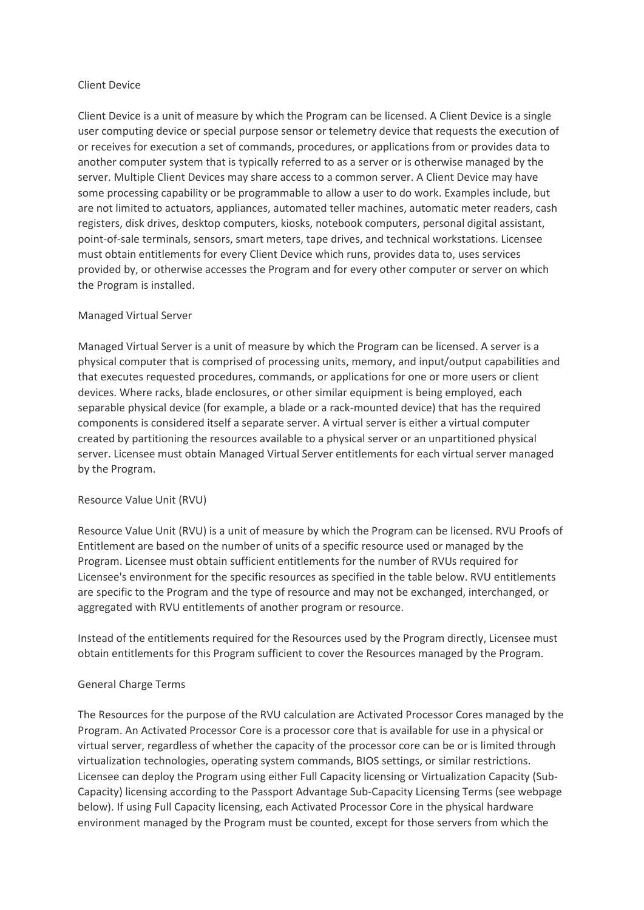## Client Device

Client Device is a unit of measure by which the Program can be licensed. A Client Device is a single user computing device or special purpose sensor or telemetry device that requests the execution of or receives for execution a set of commands, procedures, or applications from or provides data to another computer system that is typically referred to as a server or is otherwise managed by the server. Multiple Client Devices may share access to a common server. A Client Device may have some processing capability or be programmable to allow a user to do work. Examples include, but are not limited to actuators, appliances, automated teller machines, automatic meter readers, cash registers, disk drives, desktop computers, kiosks, notebook computers, personal digital assistant, point-of-sale terminals, sensors, smart meters, tape drives, and technical workstations. Licensee must obtain entitlements for every Client Device which runs, provides data to, uses services provided by, or otherwise accesses the Program and for every other computer or server on which the Program is installed.

## Managed Virtual Server

Managed Virtual Server is a unit of measure by which the Program can be licensed. A server is a physical computer that is comprised of processing units, memory, and input/output capabilities and that executes requested procedures, commands, or applications for one or more users or client devices. Where racks, blade enclosures, or other similar equipment is being employed, each separable physical device (for example, a blade or a rack-mounted device) that has the required components is considered itself a separate server. A virtual server is either a virtual computer created by partitioning the resources available to a physical server or an unpartitioned physical server. Licensee must obtain Managed Virtual Server entitlements for each virtual server managed by the Program.

## Resource Value Unit (RVU)

Resource Value Unit (RVU) is a unit of measure by which the Program can be licensed. RVU Proofs of Entitlement are based on the number of units of a specific resource used or managed by the Program. Licensee must obtain sufficient entitlements for the number of RVUs required for Licensee's environment for the specific resources as specified in the table below. RVU entitlements are specific to the Program and the type of resource and may not be exchanged, interchanged, or aggregated with RVU entitlements of another program or resource.

Instead of the entitlements required for the Resources used by the Program directly, Licensee must obtain entitlements for this Program sufficient to cover the Resources managed by the Program.

## General Charge Terms

The Resources for the purpose of the RVU calculation are Activated Processor Cores managed by the Program. An Activated Processor Core is a processor core that is available for use in a physical or virtual server, regardless of whether the capacity of the processor core can be or is limited through virtualization technologies, operating system commands, BIOS settings, or similar restrictions. Licensee can deploy the Program using either Full Capacity licensing or Virtualization Capacity (Sub-Capacity) licensing according to the Passport Advantage Sub-Capacity Licensing Terms (see webpage below). If using Full Capacity licensing, each Activated Processor Core in the physical hardware environment managed by the Program must be counted, except for those servers from which the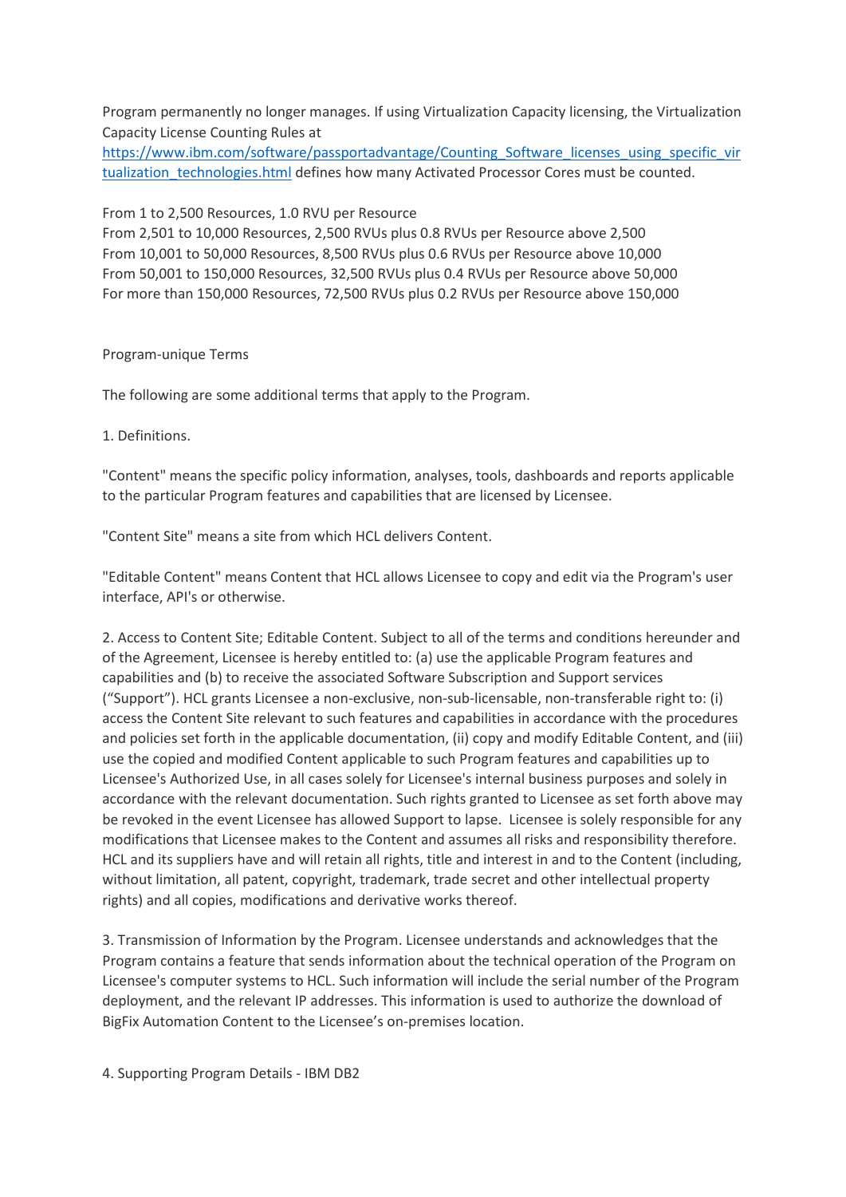Program permanently no longer manages. If using Virtualization Capacity licensing, the Virtualization Capacity License Counting Rules at https://www.ibm.com/software/passportadvantage/Counting_Software_licenses_using_specific_virtualization_technologies.html defines how many Activated Processor Cores must be counted.

From 1 to 2,500 Resources, 1.0 RVU per Resource
From 2,501 to 10,000 Resources, 2,500 RVUs plus 0.8 RVUs per Resource above 2,500
From 10,001 to 50,000 Resources, 8,500 RVUs plus 0.6 RVUs per Resource above 10,000
From 50,001 to 150,000 Resources, 32,500 RVUs plus 0.4 RVUs per Resource above 50,000
For more than 150,000 Resources, 72,500 RVUs plus 0.2 RVUs per Resource above 150,000

Program-unique Terms

The following are some additional terms that apply to the Program.

1. Definitions.

"Content" means the specific policy information, analyses, tools, dashboards and reports applicable to the particular Program features and capabilities that are licensed by Licensee.

"Content Site" means a site from which HCL delivers Content.

"Editable Content" means Content that HCL allows Licensee to copy and edit via the Program's user interface, API's or otherwise.

2. Access to Content Site; Editable Content. Subject to all of the terms and conditions hereunder and of the Agreement, Licensee is hereby entitled to: (a) use the applicable Program features and capabilities and (b) to receive the associated Software Subscription and Support services ("Support"). HCL grants Licensee a non-exclusive, non-sub-licensable, non-transferable right to: (i) access the Content Site relevant to such features and capabilities in accordance with the procedures and policies set forth in the applicable documentation, (ii) copy and modify Editable Content, and (iii) use the copied and modified Content applicable to such Program features and capabilities up to Licensee's Authorized Use, in all cases solely for Licensee's internal business purposes and solely in accordance with the relevant documentation. Such rights granted to Licensee as set forth above may be revoked in the event Licensee has allowed Support to lapse. Licensee is solely responsible for any modifications that Licensee makes to the Content and assumes all risks and responsibility therefore. HCL and its suppliers have and will retain all rights, title and interest in and to the Content (including, without limitation, all patent, copyright, trademark, trade secret and other intellectual property rights) and all copies, modifications and derivative works thereof.

3. Transmission of Information by the Program. Licensee understands and acknowledges that the Program contains a feature that sends information about the technical operation of the Program on Licensee's computer systems to HCL. Such information will include the serial number of the Program deployment, and the relevant IP addresses. This information is used to authorize the download of BigFix Automation Content to the Licensee's on-premises location.

4. Supporting Program Details - IBM DB2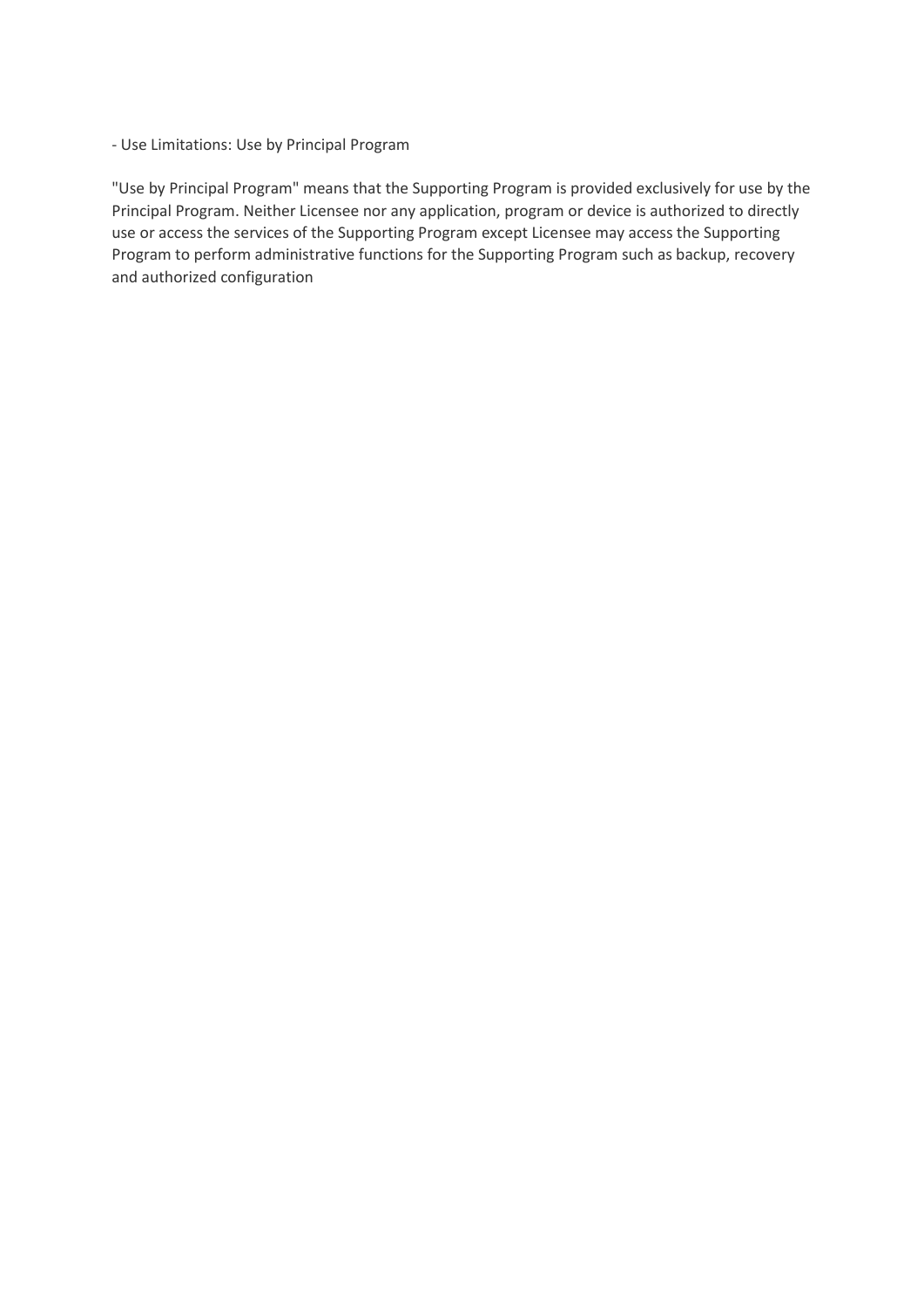- Use Limitations: Use by Principal Program

"Use by Principal Program" means that the Supporting Program is provided exclusively for use by the Principal Program. Neither Licensee nor any application, program or device is authorized to directly use or access the services of the Supporting Program except Licensee may access the Supporting Program to perform administrative functions for the Supporting Program such as backup, recovery and authorized configuration